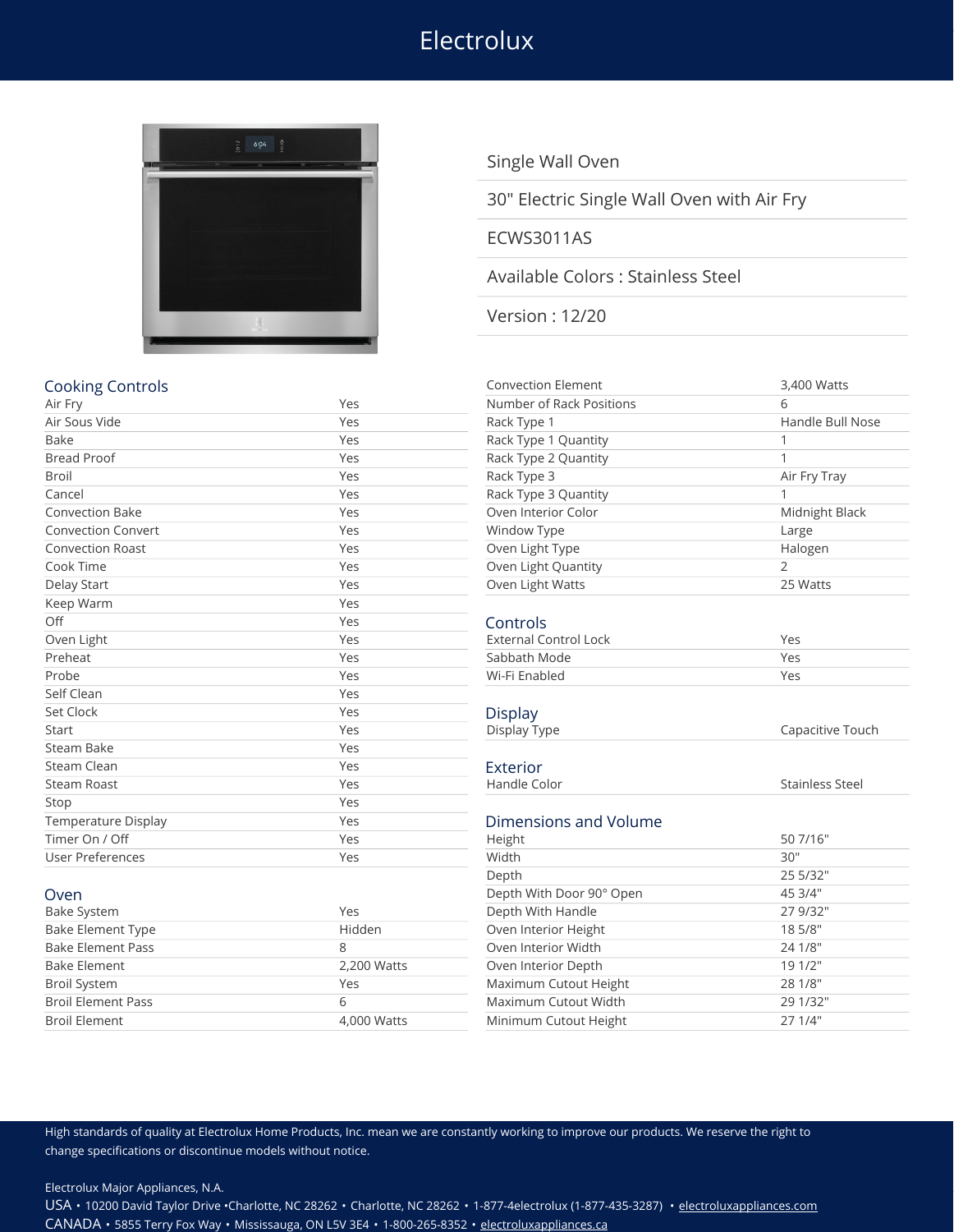# Electrolux

Single Wall Oven

30" Electric Single Wall Oven with Air Fry

ECWS3011AS

Available Colors : Stainless Steel

Version : 12/20

## Cooking Controls

| | |
|---|---|
| Air Fry | Yes |
| Air Sous Vide | Yes |
| Bake | Yes |
| Bread Proof | Yes |
| Broil | Yes |
| Cancel | Yes |
| Convection Bake | Yes |
| Convection Convert | Yes |
| Convection Roast | Yes |
| Cook Time | Yes |
| Delay Start | Yes |
| Keep Warm | Yes |
| Off | Yes |
| Oven Light | Yes |
| Preheat | Yes |
| Probe | Yes |
| Self Clean | Yes |
| Set Clock | Yes |
| Start | Yes |
| Steam Bake | Yes |
| Steam Clean | Yes |
| Steam Roast | Yes |
| Stop | Yes |
| Temperature Display | Yes |
| Timer On / Off | Yes |
| User Preferences | Yes |

## Oven

| | |
|---|---|
| Bake System | Yes |
| Bake Element Type | Hidden |
| Bake Element Pass | 8 |
| Bake Element | 2,200 Watts |
| Broil System | Yes |
| Broil Element Pass | 6 |
| Broil Element | 4,000 Watts |
| Convection Element | 3,400 Watts |
| Number of Rack Positions | 6 |
| Rack Type 1 | Handle Bull Nose |
| Rack Type 1 Quantity | 1 |
| Rack Type 2 Quantity | 1 |
| Rack Type 3 | Air Fry Tray |
| Rack Type 3 Quantity | 1 |
| Oven Interior Color | Midnight Black |
| Window Type | Large |
| Oven Light Type | Halogen |
| Oven Light Quantity | 2 |
| Oven Light Watts | 25 Watts |

## Controls

| | |
|---|---|
| External Control Lock | Yes |
| Sabbath Mode | Yes |
| Wi-Fi Enabled | Yes |

## Display

| | |
|---|---|
| Display Type | Capacitive Touch |

## Exterior

| | |
|---|---|
| Handle Color | Stainless Steel |

## Dimensions and Volume

| | |
|---|---|
| Height | 50 7/16" |
| Width | 30" |
| Depth | 25 5/32" |
| Depth With Door 90° Open | 45 3/4" |
| Depth With Handle | 27 9/32" |
| Oven Interior Height | 18 5/8" |
| Oven Interior Width | 24 1/8" |
| Oven Interior Depth | 19 1/2" |
| Maximum Cutout Height | 28 1/8" |
| Maximum Cutout Width | 29 1/32" |
| Minimum Cutout Height | 27 1/4" |

High standards of quality at Electrolux Home Products, Inc. mean we are constantly working to improve our products. We reserve the right to change specifications or discontinue models without notice.

Electrolux Major Appliances, N.A.

USA • 10200 David Taylor Drive •Charlotte, NC 28262 • Charlotte, NC 28262 • 1-877-4electrolux (1-877-435-3287) • electroluxappliances.com

CANADA • 5855 Terry Fox Way • Mississauga, ON L5V 3E4 • 1-800-265-8352 • electroluxappliances.ca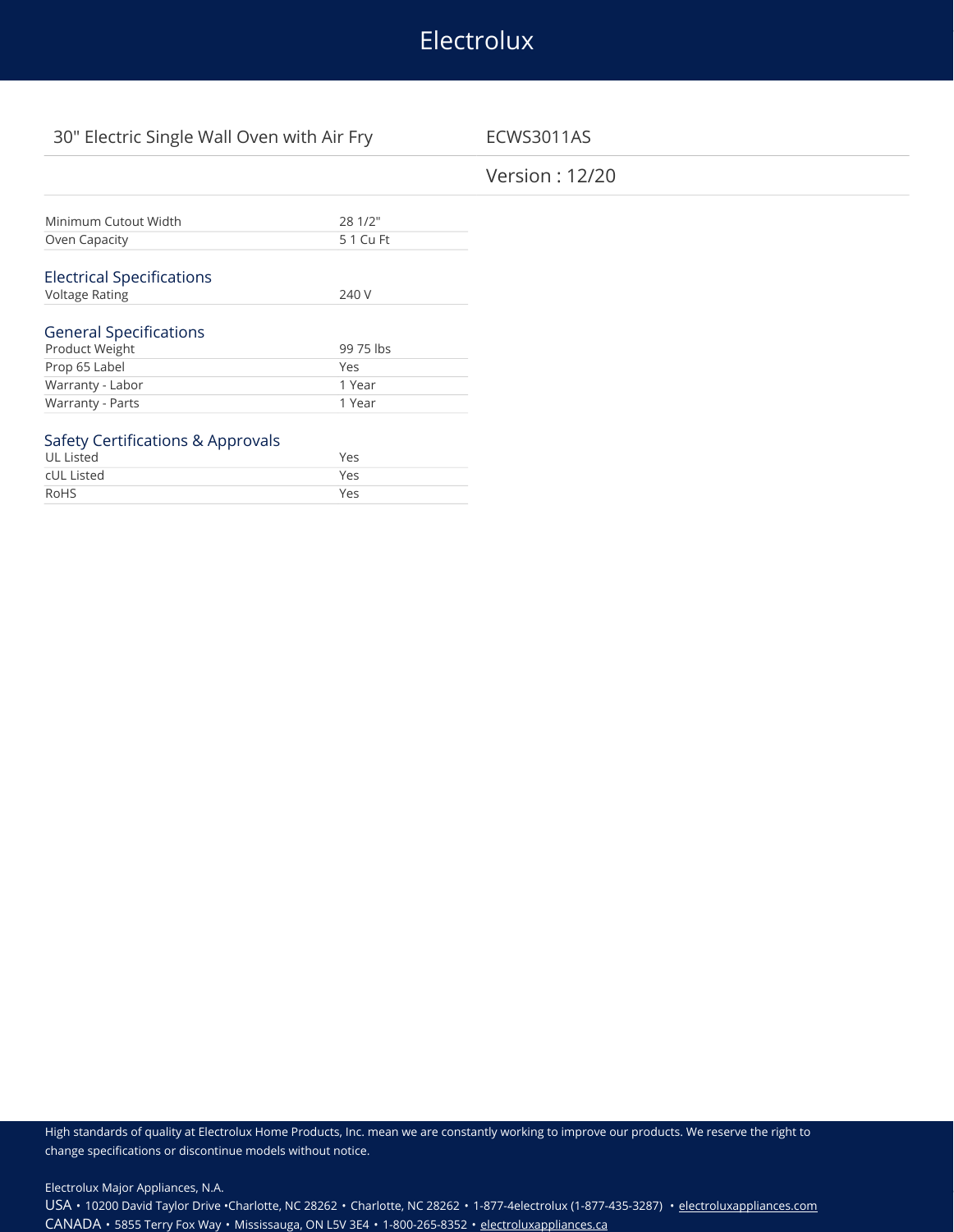30" Electric Single Wall Oven with Air Fry

ECWS3011AS

Version : 12/20

| | |
|---|---|
| Minimum Cutout Width | 28 1/2" |
| Oven Capacity | 5 1 Cu Ft |

## Electrical Specifications

| | |
|---|---|
| Voltage Rating | 240 V |

## General Specifications

| | |
|---|---|
| Product Weight | 99 75 lbs |
| Prop 65 Label | Yes |
| Warranty - Labor | 1 Year |
| Warranty - Parts | 1 Year |

## Safety Certifications & Approvals

| | |
|---|---|
| UL Listed | Yes |
| cUL Listed | Yes |
| RoHS | Yes |

High standards of quality at Electrolux Home Products, Inc. mean we are constantly working to improve our products. We reserve the right to change specifications or discontinue models without notice.

Electrolux Major Appliances, N.A.

USA • 10200 David Taylor Drive •Charlotte, NC 28262 • Charlotte, NC 28262 • 1-877-4electrolux (1-877-435-3287) • electroluxappliances.com

CANADA • 5855 Terry Fox Way • Mississauga, ON L5V 3E4 • 1-800-265-8352 • electroluxappliances.ca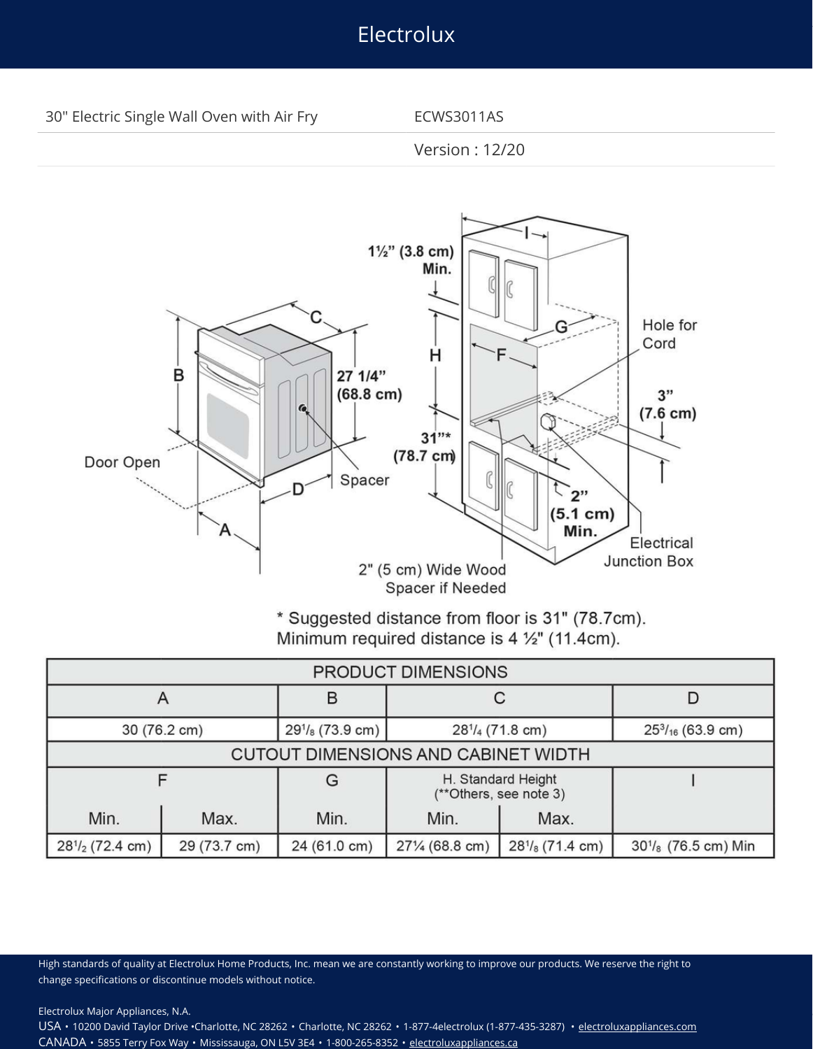Electrolux

| | |
|---|---|
| 30" Electric Single Wall Oven with Air Fry | ECWS3011AS |
| | Version : 12/20 |

1½" (3.8 cm) Min.

H

31"* (78.7 cm)

B

C

27 1/4" (68.8 cm)

Door Open

D

A

Spacer

G

F

Hole for Cord

3" (7.6 cm)

2" (5.1 cm) Min.

Electrical Junction Box

2" (5 cm) Wide Wood Spacer if Needed

I

\* Suggested distance from floor is 31" (78.7cm).
Minimum required distance is 4 ½" (11.4cm).

| PRODUCT DIMENSIONS | | | | | |
|---|---|---|---|---|---|
| A | | B | C | | D |
| 30 (76.2 cm) | | $29^1/_8$ (73.9 cm) | $28^1/_4$ (71.8 cm) | | $25^3/_{16}$ (63.9 cm) |
| CUTOUT DIMENSIONS AND CABINET WIDTH | | | | | |
| F | | G | H. Standard Height (**Others, see note 3) | | I |
| Min. | Max. | Min. | Min. | Max. | |
| $28^1/_2$ (72.4 cm) | 29 (73.7 cm) | 24 (61.0 cm) | 27¼ (68.8 cm) | $28^1/_8$ (71.4 cm) | $30^1/_8$ (76.5 cm) Min |

High standards of quality at Electrolux Home Products, Inc. mean we are constantly working to improve our products. We reserve the right to change specifications or discontinue models without notice.

Electrolux Major Appliances, N.A.
USA • 10200 David Taylor Drive •Charlotte, NC 28262 • Charlotte, NC 28262 • 1-877-4electrolux (1-877-435-3287) • electroluxappliances.com
CANADA • 5855 Terry Fox Way • Mississauga, ON L5V 3E4 • 1-800-265-8352 • electroluxappliances.ca